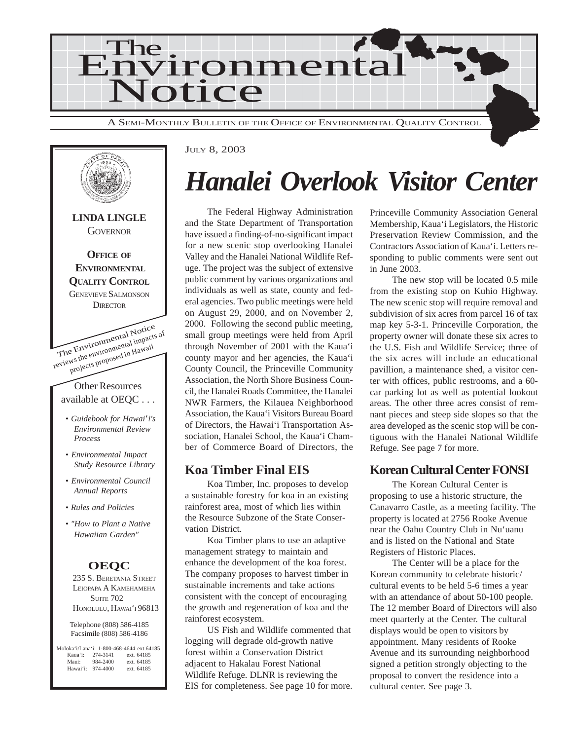# The Environmental Notice

A SEMI-MONTHLY BULLETIN OF THE OFFICE OF ENVIRONMENTAL QUALITY CONTROL

**LINDA LINGLE**
GOVERNOR

**OFFICE OF ENVIRONMENTAL QUALITY CONTROL**
GENEVIEVE SALMONSON
DIRECTOR

The Environmental Notice reviews the environmental impacts of projects proposed in Hawaii

Other Resources available at OEQC . . .

- *Guidebook for Hawai'i's Environmental Review Process*
- *Environmental Impact Study Resource Library*
- *Environmental Council Annual Reports*
- *Rules and Policies*
- *"How to Plant a Native Hawaiian Garden"*

**OEQC**

235 S. BERETANIA STREET
LEIOPAPA A KAMEHAMEHA
SUITE 702
HONOLULU, HAWAI'I 96813

Telephone (808) 586-4185
Facsimile (808) 586-4186

| | | |
|---|---|---|
| Moloka'i/Lana'i: | 1-800-468-4644 | ext.64185 |
| Kaua'i: | 274-3141 | ext. 64185 |
| Maui: | 984-2400 | ext. 64185 |
| Hawai'i: | 974-4000 | ext. 64185 |

JULY 8, 2003

# *Hanalei Overlook Visitor Center*

The Federal Highway Administration and the State Department of Transportation have issued a finding-of-no-significant impact for a new scenic stop overlooking Hanalei Valley and the Hanalei National Wildlife Refuge. The project was the subject of extensive public comment by various organizations and individuals as well as state, county and federal agencies. Two public meetings were held on August 29, 2000, and on November 2, 2000. Following the second public meeting, small group meetings were held from April through November of 2001 with the Kaua'i county mayor and her agencies, the Kaua'i County Council, the Princeville Community Association, the North Shore Business Council, the Hanalei Roads Committee, the Hanalei NWR Farmers, the Kilauea Neighborhood Association, the Kaua'i Visitors Bureau Board of Directors, the Hawai'i Transportation Association, Hanalei School, the Kaua'i Chamber of Commerce Board of Directors, the Princeville Community Association General Membership, Kaua'i Legislators, the Historic Preservation Review Commission, and the Contractors Association of Kaua'i. Letters responding to public comments were sent out in June 2003.

The new stop will be located 0.5 mile from the existing stop on Kuhio Highway. The new scenic stop will require removal and subdivision of six acres from parcel 16 of tax map key 5-3-1. Princeville Corporation, the property owner will donate these six acres to the U.S. Fish and Wildlife Service; three of the six acres will include an educational pavillion, a maintenance shed, a visitor center with offices, public restrooms, and a 60-car parking lot as well as potential lookout areas. The other three acres consist of remnant pieces and steep side slopes so that the area developed as the scenic stop will be contiguous with the Hanalei National Wildlife Refuge. See page 7 for more.

## Koa Timber Final EIS

Koa Timber, Inc. proposes to develop a sustainable forestry for koa in an existing rainforest area, most of which lies within the Resource Subzone of the State Conservation District.

Koa Timber plans to use an adaptive management strategy to maintain and enhance the development of the koa forest. The company proposes to harvest timber in sustainable increments and take actions consistent with the concept of encouraging the growth and regeneration of koa and the rainforest ecosystem.

US Fish and Wildlife commented that logging will degrade old-growth native forest within a Conservation District adjacent to Hakalau Forest National Wildlife Refuge. DLNR is reviewing the EIS for completeness. See page 10 for more.

## Korean Cultural Center FONSI

The Korean Cultural Center is proposing to use a historic structure, the Canavarro Castle, as a meeting facility. The property is located at 2756 Rooke Avenue near the Oahu Country Club in Nu'uanu and is listed on the National and State Registers of Historic Places.

The Center will be a place for the Korean community to celebrate historic/cultural events to be held 5-6 times a year with an attendance of about 50-100 people. The 12 member Board of Directors will also meet quarterly at the Center. The cultural displays would be open to visitors by appointment. Many residents of Rooke Avenue and its surrounding neighborhood signed a petition strongly objecting to the proposal to convert the residence into a cultural center. See page 3.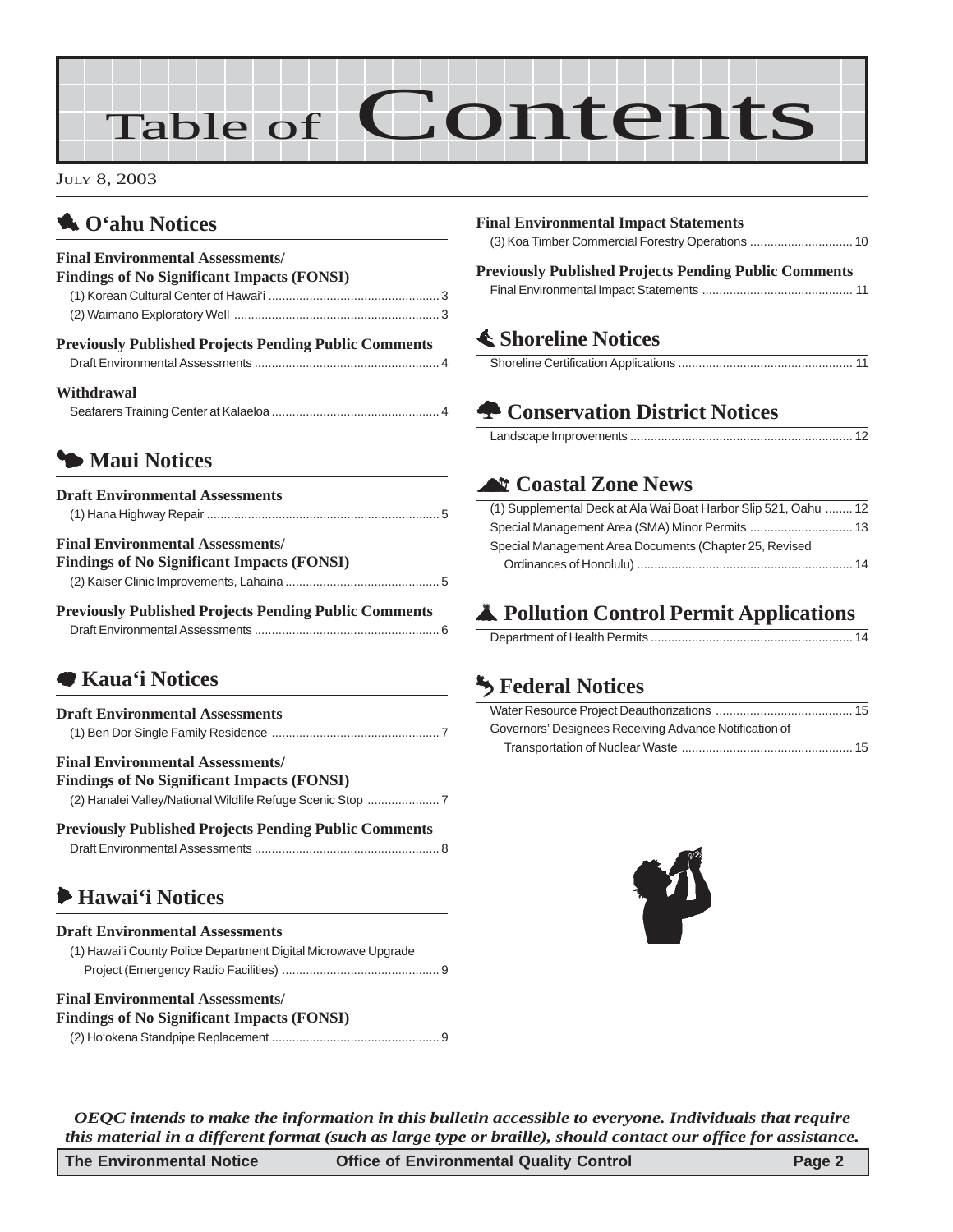# Table of Contents

July 8, 2003

## O'ahu Notices

**Final Environmental Assessments/ Findings of No Significant Impacts (FONSI)**

(1) Korean Cultural Center of Hawai'i ..... 3
(2) Waimano Exploratory Well ..... 3

**Previously Published Projects Pending Public Comments**

Draft Environmental Assessments ..... 4

**Withdrawal**

Seafarers Training Center at Kalaeloa ..... 4

## Maui Notices

**Draft Environmental Assessments**

(1) Hana Highway Repair ..... 5

**Final Environmental Assessments/ Findings of No Significant Impacts (FONSI)**

(2) Kaiser Clinic Improvements, Lahaina ..... 5

**Previously Published Projects Pending Public Comments**

Draft Environmental Assessments ..... 6

## Kaua'i Notices

**Draft Environmental Assessments**

(1) Ben Dor Single Family Residence ..... 7

**Final Environmental Assessments/ Findings of No Significant Impacts (FONSI)**

(2) Hanalei Valley/National Wildlife Refuge Scenic Stop ..... 7

**Previously Published Projects Pending Public Comments**

Draft Environmental Assessments ..... 8

## Hawai'i Notices

**Draft Environmental Assessments**

(1) Hawai'i County Police Department Digital Microwave Upgrade Project (Emergency Radio Facilities) ..... 9

**Final Environmental Assessments/ Findings of No Significant Impacts (FONSI)**

(2) Ho'okena Standpipe Replacement ..... 9

**Final Environmental Impact Statements**

(3) Koa Timber Commercial Forestry Operations ..... 10

**Previously Published Projects Pending Public Comments**

Final Environmental Impact Statements ..... 11

## Shoreline Notices

Shoreline Certification Applications ..... 11

## Conservation District Notices

Landscape Improvements ..... 12

## Coastal Zone News

(1) Supplemental Deck at Ala Wai Boat Harbor Slip 521, Oahu ..... 12
Special Management Area (SMA) Minor Permits ..... 13
Special Management Area Documents (Chapter 25, Revised Ordinances of Honolulu) ..... 14

## Pollution Control Permit Applications

Department of Health Permits ..... 14

## Federal Notices

Water Resource Project Deauthorizations ..... 15
Governors' Designees Receiving Advance Notification of Transportation of Nuclear Waste ..... 15

*OEQC intends to make the information in this bulletin accessible to everyone. Individuals that require this material in a different format (such as large type or braille), should contact our office for assistance.*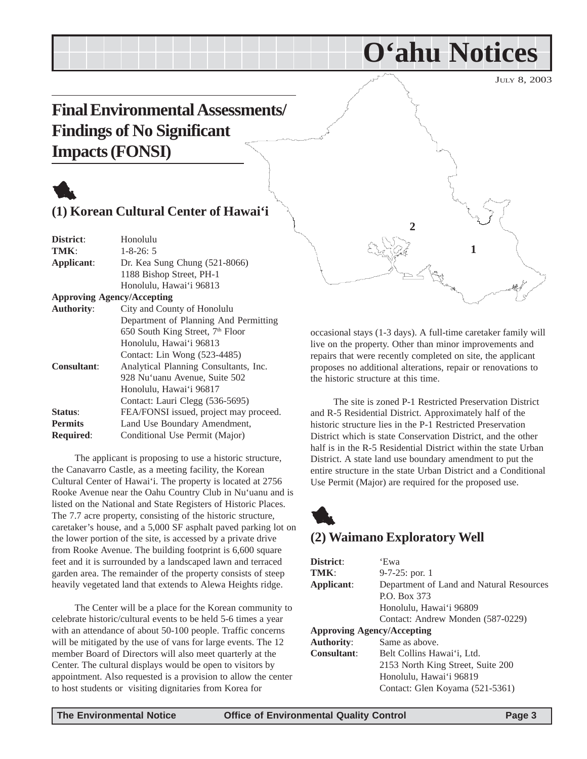# O‘ahu Notices

JULY 8, 2003

## Final Environmental Assessments/ Findings of No Significant Impacts (FONSI)

### (1) Korean Cultural Center of Hawai‘i

**District**: Honolulu
**TMK**: 1-8-26: 5
**Applicant**: Dr. Kea Sung Chung (521-8066)
1188 Bishop Street, PH-1
Honolulu, Hawai‘i 96813
**Approving Agency/Accepting Authority**: City and County of Honolulu
Department of Planning And Permitting
650 South King Street, 7th Floor
Honolulu, Hawai‘i 96813
Contact: Lin Wong (523-4485)
**Consultant**: Analytical Planning Consultants, Inc.
928 Nu‘uanu Avenue, Suite 502
Honolulu, Hawai‘i 96817
Contact: Lauri Clegg (536-5695)
**Status**: FEA/FONSI issued, project may proceed.
**Permits Required**: Land Use Boundary Amendment, Conditional Use Permit (Major)

The applicant is proposing to use a historic structure, the Canavarro Castle, as a meeting facility, the Korean Cultural Center of Hawai‘i. The property is located at 2756 Rooke Avenue near the Oahu Country Club in Nu‘uanu and is listed on the National and State Registers of Historic Places. The 7.7 acre property, consisting of the historic structure, caretaker’s house, and a 5,000 SF asphalt paved parking lot on the lower portion of the site, is accessed by a private drive from Rooke Avenue. The building footprint is 6,600 square feet and it is surrounded by a landscaped lawn and terraced garden area. The remainder of the property consists of steep heavily vegetated land that extends to Alewa Heights ridge.

The Center will be a place for the Korean community to celebrate historic/cultural events to be held 5-6 times a year with an attendance of about 50-100 people. Traffic concerns will be mitigated by the use of vans for large events. The 12 member Board of Directors will also meet quarterly at the Center. The cultural displays would be open to visitors by appointment. Also requested is a provision to allow the center to host students or visiting dignitaries from Korea for occasional stays (1-3 days). A full-time caretaker family will live on the property. Other than minor improvements and repairs that were recently completed on site, the applicant proposes no additional alterations, repair or renovations to the historic structure at this time.

The site is zoned P-1 Restricted Preservation District and R-5 Residential District. Approximately half of the historic structure lies in the P-1 Restricted Preservation District which is state Conservation District, and the other half is in the R-5 Residential District within the state Urban District. A state land use boundary amendment to put the entire structure in the state Urban District and a Conditional Use Permit (Major) are required for the proposed use.

### (2) Waimano Exploratory Well

**District**: ‘Ewa
**TMK**: 9-7-25: por. 1
**Applicant**: Department of Land and Natural Resources
P.O. Box 373
Honolulu, Hawai‘i 96809
Contact: Andrew Monden (587-0229)
**Approving Agency/Accepting Authority**: Same as above.
**Consultant**: Belt Collins Hawai‘i, Ltd.
2153 North King Street, Suite 200
Honolulu, Hawai‘i 96819
Contact: Glen Koyama (521-5361)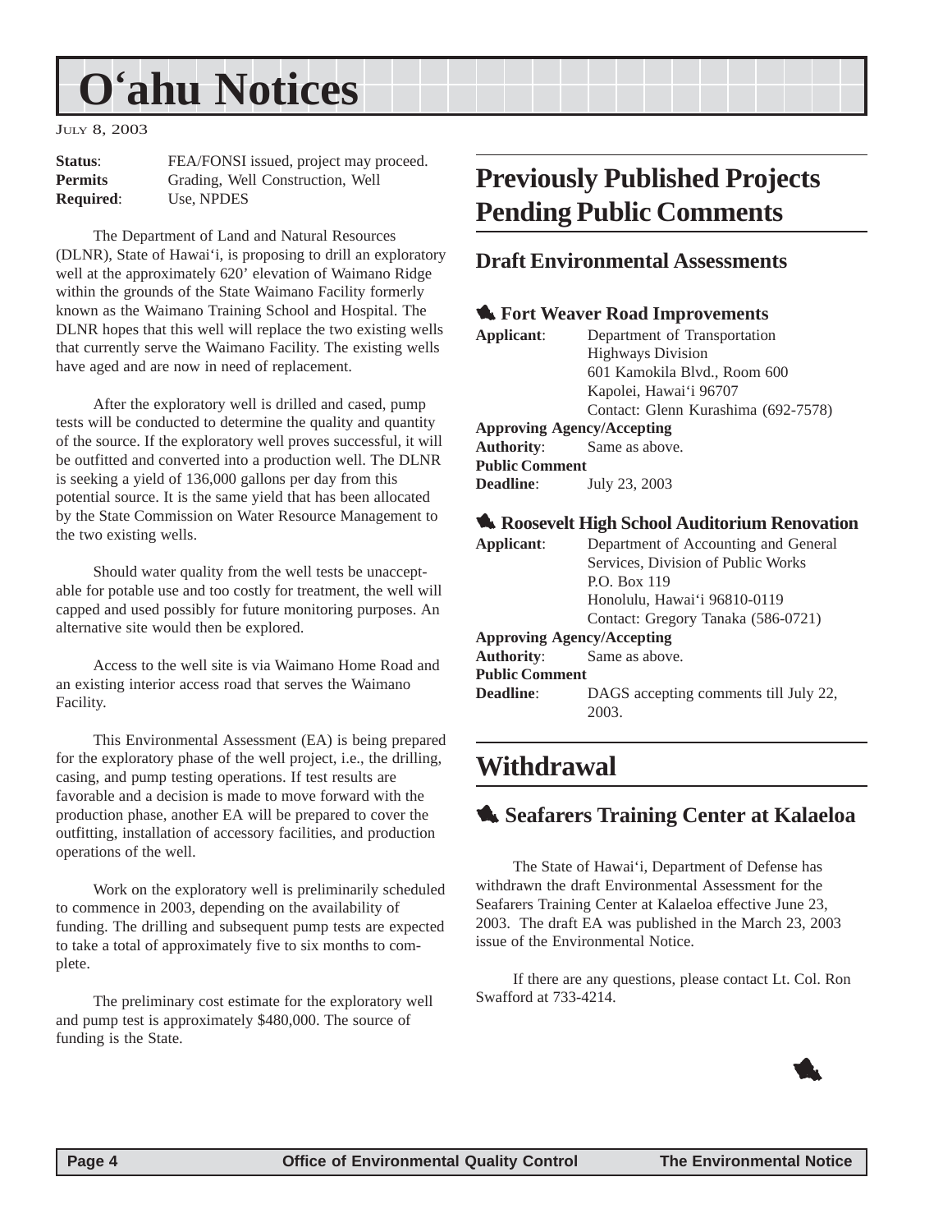**Status**: FEA/FONSI issued, project may proceed.
**Permits Required**: Grading, Well Construction, Well Use, NPDES

The Department of Land and Natural Resources (DLNR), State of Hawai‘i, is proposing to drill an exploratory well at the approximately 620’ elevation of Waimano Ridge within the grounds of the State Waimano Facility formerly known as the Waimano Training School and Hospital. The DLNR hopes that this well will replace the two existing wells that currently serve the Waimano Facility. The existing wells have aged and are now in need of replacement.

After the exploratory well is drilled and cased, pump tests will be conducted to determine the quality and quantity of the source. If the exploratory well proves successful, it will be outfitted and converted into a production well. The DLNR is seeking a yield of 136,000 gallons per day from this potential source. It is the same yield that has been allocated by the State Commission on Water Resource Management to the two existing wells.

Should water quality from the well tests be unacceptable for potable use and too costly for treatment, the well will capped and used possibly for future monitoring purposes. An alternative site would then be explored.

Access to the well site is via Waimano Home Road and an existing interior access road that serves the Waimano Facility.

This Environmental Assessment (EA) is being prepared for the exploratory phase of the well project, i.e., the drilling, casing, and pump testing operations. If test results are favorable and a decision is made to move forward with the production phase, another EA will be prepared to cover the outfitting, installation of accessory facilities, and production operations of the well.

Work on the exploratory well is preliminarily scheduled to commence in 2003, depending on the availability of funding. The drilling and subsequent pump tests are expected to take a total of approximately five to six months to complete.

The preliminary cost estimate for the exploratory well and pump test is approximately $480,000. The source of funding is the State.

# Previously Published Projects Pending Public Comments

## Draft Environmental Assessments

### Fort Weaver Road Improvements

**Applicant**: Department of Transportation
Highways Division
601 Kamokila Blvd., Room 600
Kapolei, Hawai‘i 96707
Contact: Glenn Kurashima (692-7578)

**Approving Agency/Accepting Authority**: Same as above.

**Public Comment Deadline**: July 23, 2003

### Roosevelt High School Auditorium Renovation

**Applicant**: Department of Accounting and General Services, Division of Public Works
P.O. Box 119
Honolulu, Hawai‘i 96810-0119
Contact: Gregory Tanaka (586-0721)

**Approving Agency/Accepting Authority**: Same as above.

**Public Comment Deadline**: DAGS accepting comments till July 22, 2003.

# Withdrawal

## Seafarers Training Center at Kalaeloa

The State of Hawai‘i, Department of Defense has withdrawn the draft Environmental Assessment for the Seafarers Training Center at Kalaeloa effective June 23, 2003. The draft EA was published in the March 23, 2003 issue of the Environmental Notice.

If there are any questions, please contact Lt. Col. Ron Swafford at 733-4214.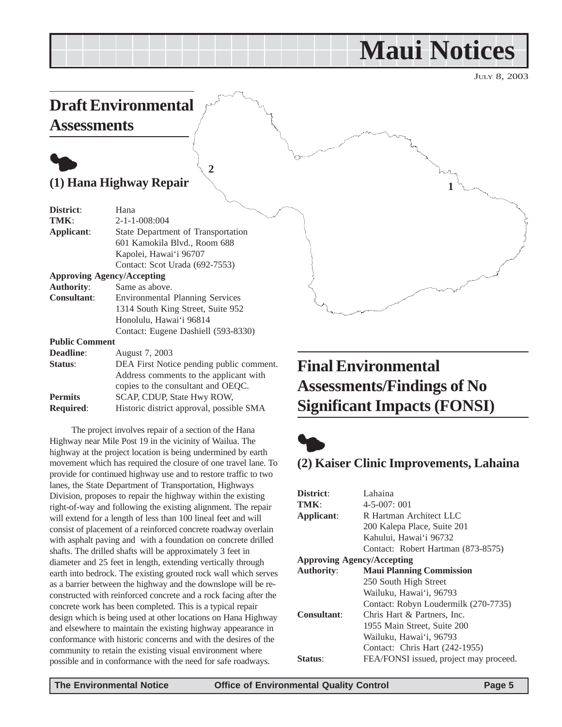# Maui Notices

JULY 8, 2003

## Draft Environmental Assessments

### (1) Hana Highway Repair

**District**: Hana
**TMK**: 2-1-1-008:004
**Applicant**: State Department of Transportation
601 Kamokila Blvd., Room 688
Kapolei, Hawai'i 96707
Contact: Scot Urada (692-7553)
**Approving Agency/Accepting Authority**: Same as above.
**Consultant**: Environmental Planning Services
1314 South King Street, Suite 952
Honolulu, Hawai'i 96814
Contact: Eugene Dashiell (593-8330)
**Public Comment Deadline**: August 7, 2003
**Status**: DEA First Notice pending public comment. Address comments to the applicant with copies to the consultant and OEQC.
**Permits Required**: SCAP, CDUP, State Hwy ROW, Historic district approval, possible SMA

The project involves repair of a section of the Hana Highway near Mile Post 19 in the vicinity of Wailua. The highway at the project location is being undermined by earth movement which has required the closure of one travel lane. To provide for continued highway use and to restore traffic to two lanes, the State Department of Transportation, Highways Division, proposes to repair the highway within the existing right-of-way and following the existing alignment. The repair will extend for a length of less than 100 lineal feet and will consist of placement of a reinforced concrete roadway overlain with asphalt paving and with a foundation on concrete drilled shafts. The drilled shafts will be approximately 3 feet in diameter and 25 feet in length, extending vertically through earth into bedrock. The existing grouted rock wall which serves as a barrier between the highway and the downslope will be re-constructed with reinforced concrete and a rock facing after the concrete work has been completed. This is a typical repair design which is being used at other locations on Hana Highway and elsewhere to maintain the existing highway appearance in conformance with historic concerns and with the desires of the community to retain the existing visual environment where possible and in conformance with the need for safe roadways.

## Final Environmental Assessments/Findings of No Significant Impacts (FONSI)

### (2) Kaiser Clinic Improvements, Lahaina

**District**: Lahaina
**TMK**: 4-5-007: 001
**Applicant**: R Hartman Architect LLC
200 Kalepa Place, Suite 201
Kahului, Hawai'i 96732
Contact: Robert Hartman (873-8575)
**Approving Agency/Accepting Authority**: **Maui Planning Commission**
250 South High Street
Wailuku, Hawai'i, 96793
Contact: Robyn Loudermilk (270-7735)
**Consultant**: Chris Hart & Partners, Inc.
1955 Main Street, Suite 200
Wailuku, Hawai'i, 96793
Contact: Chris Hart (242-1955)
**Status**: FEA/FONSI issued, project may proceed.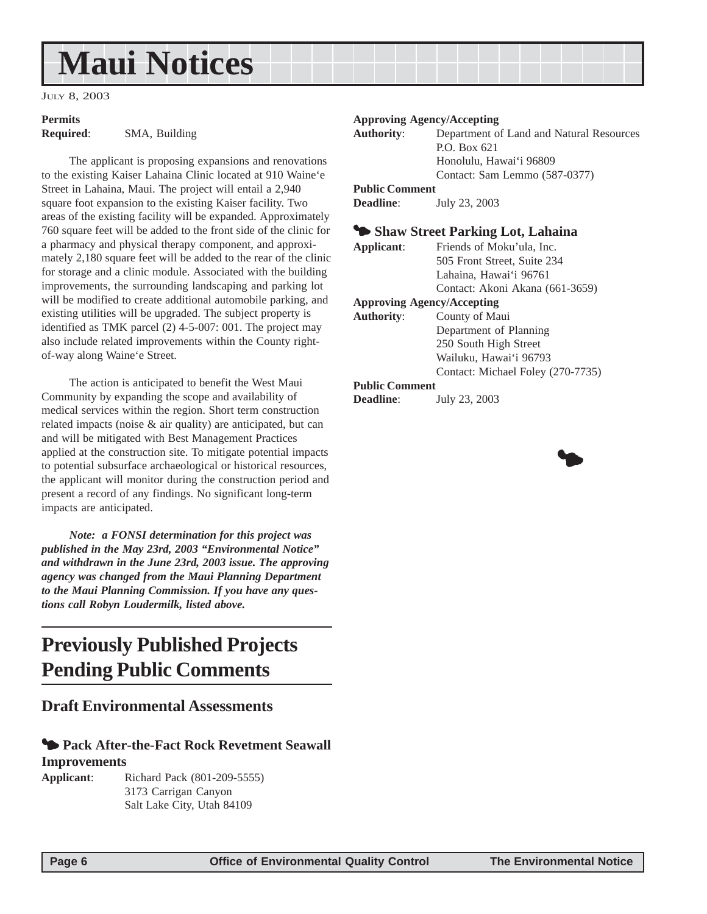# Maui Notices

JULY 8, 2003

**Permits Required**: SMA, Building

The applicant is proposing expansions and renovations to the existing Kaiser Lahaina Clinic located at 910 Waine'e Street in Lahaina, Maui. The project will entail a 2,940 square foot expansion to the existing Kaiser facility. Two areas of the existing facility will be expanded. Approximately 760 square feet will be added to the front side of the clinic for a pharmacy and physical therapy component, and approximately 2,180 square feet will be added to the rear of the clinic for storage and a clinic module. Associated with the building improvements, the surrounding landscaping and parking lot will be modified to create additional automobile parking, and existing utilities will be upgraded. The subject property is identified as TMK parcel (2) 4-5-007: 001. The project may also include related improvements within the County right-of-way along Waine'e Street.

The action is anticipated to benefit the West Maui Community by expanding the scope and availability of medical services within the region. Short term construction related impacts (noise & air quality) are anticipated, but can and will be mitigated with Best Management Practices applied at the construction site. To mitigate potential impacts to potential subsurface archaeological or historical resources, the applicant will monitor during the construction period and present a record of any findings. No significant long-term impacts are anticipated.

***Note: a FONSI determination for this project was published in the May 23rd, 2003 "Environmental Notice" and withdrawn in the June 23rd, 2003 issue. The approving agency was changed from the Maui Planning Department to the Maui Planning Commission. If you have any questions call Robyn Loudermilk, listed above.***

## Previously Published Projects Pending Public Comments

### Draft Environmental Assessments

#### Pack After-the-Fact Rock Revetment Seawall Improvements

**Applicant**: Richard Pack (801-209-5555)
3173 Carrigan Canyon
Salt Lake City, Utah 84109

**Approving Agency/Accepting Authority**: Department of Land and Natural Resources
P.O. Box 621
Honolulu, Hawai'i 96809
Contact: Sam Lemmo (587-0377)

**Public Comment Deadline**: July 23, 2003

#### Shaw Street Parking Lot, Lahaina

**Applicant**: Friends of Moku'ula, Inc.
505 Front Street, Suite 234
Lahaina, Hawai'i 96761
Contact: Akoni Akana (661-3659)

**Approving Agency/Accepting Authority**: County of Maui
Department of Planning
250 South High Street
Wailuku, Hawai'i 96793
Contact: Michael Foley (270-7735)

**Public Comment Deadline**: July 23, 2003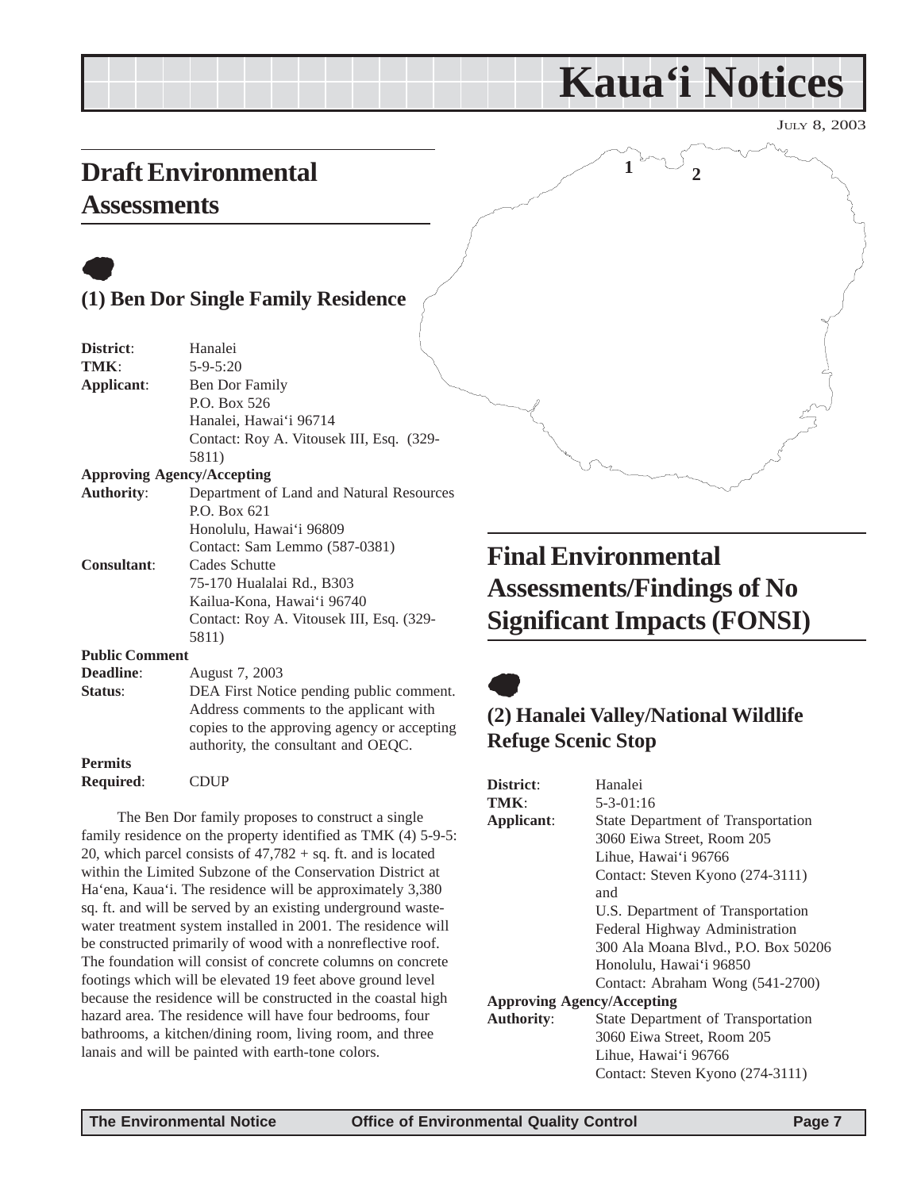# Kaua'i Notices

JULY 8, 2003

## Draft Environmental Assessments

### (1) Ben Dor Single Family Residence

**District**: Hanalei
**TMK**: 5-9-5:20
**Applicant**: Ben Dor Family
P.O. Box 526
Hanalei, Hawai'i 96714
Contact: Roy A. Vitousek III, Esq. (329-5811)
**Approving Agency/Accepting Authority**: Department of Land and Natural Resources
P.O. Box 621
Honolulu, Hawai'i 96809
Contact: Sam Lemmo (587-0381)
**Consultant**: Cades Schutte
75-170 Hualalai Rd., B303
Kailua-Kona, Hawai'i 96740
Contact: Roy A. Vitousek III, Esq. (329-5811)
**Public Comment Deadline**: August 7, 2003
**Status**: DEA First Notice pending public comment. Address comments to the applicant with copies to the approving agency or accepting authority, the consultant and OEQC.
**Permits Required**: CDUP

The Ben Dor family proposes to construct a single family residence on the property identified as TMK (4) 5-9-5: 20, which parcel consists of 47,782 + sq. ft. and is located within the Limited Subzone of the Conservation District at Ha'ena, Kaua'i. The residence will be approximately 3,380 sq. ft. and will be served by an existing underground waste-water treatment system installed in 2001. The residence will be constructed primarily of wood with a nonreflective roof. The foundation will consist of concrete columns on concrete footings which will be elevated 19 feet above ground level because the residence will be constructed in the coastal high hazard area. The residence will have four bedrooms, four bathrooms, a kitchen/dining room, living room, and three lanais and will be painted with earth-tone colors.

## Final Environmental Assessments/Findings of No Significant Impacts (FONSI)

### (2) Hanalei Valley/National Wildlife Refuge Scenic Stop

**District**: Hanalei
**TMK**: 5-3-01:16
**Applicant**: State Department of Transportation
3060 Eiwa Street, Room 205
Lihue, Hawai'i 96766
Contact: Steven Kyono (274-3111)
and
U.S. Department of Transportation
Federal Highway Administration
300 Ala Moana Blvd., P.O. Box 50206
Honolulu, Hawai'i 96850
Contact: Abraham Wong (541-2700)
**Approving Agency/Accepting Authority**: State Department of Transportation
3060 Eiwa Street, Room 205
Lihue, Hawai'i 96766
Contact: Steven Kyono (274-3111)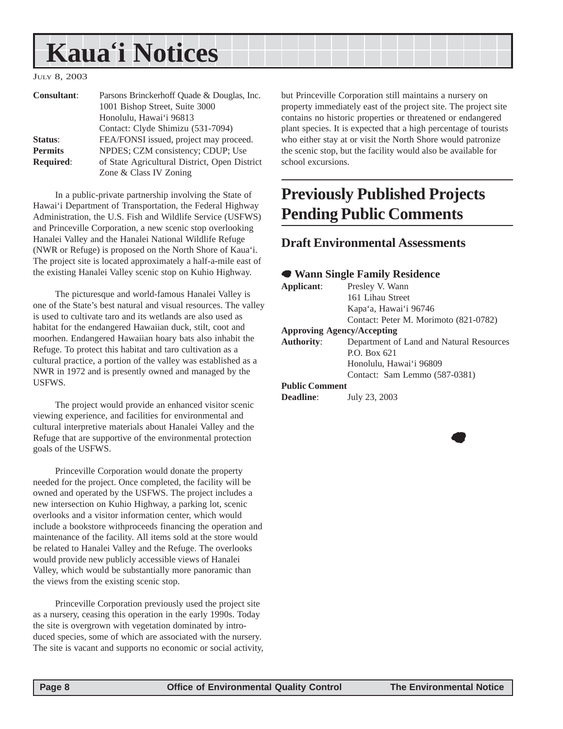# Kaua'i Notices

JULY 8, 2003

**Consultant**: Parsons Brinckerhoff Quade & Douglas, Inc.
1001 Bishop Street, Suite 3000
Honolulu, Hawai'i 96813
Contact: Clyde Shimizu (531-7094)

**Status**: FEA/FONSI issued, project may proceed.

**Permits Required**: NPDES; CZM consistency; CDUP; Use of State Agricultural District, Open District Zone & Class IV Zoning

In a public-private partnership involving the State of Hawai'i Department of Transportation, the Federal Highway Administration, the U.S. Fish and Wildlife Service (USFWS) and Princeville Corporation, a new scenic stop overlooking Hanalei Valley and the Hanalei National Wildlife Refuge (NWR or Refuge) is proposed on the North Shore of Kaua'i. The project site is located approximately a half-a-mile east of the existing Hanalei Valley scenic stop on Kuhio Highway.

The picturesque and world-famous Hanalei Valley is one of the State's best natural and visual resources. The valley is used to cultivate taro and its wetlands are also used as habitat for the endangered Hawaiian duck, stilt, coot and moorhen. Endangered Hawaiian hoary bats also inhabit the Refuge. To protect this habitat and taro cultivation as a cultural practice, a portion of the valley was established as a NWR in 1972 and is presently owned and managed by the USFWS.

The project would provide an enhanced visitor scenic viewing experience, and facilities for environmental and cultural interpretive materials about Hanalei Valley and the Refuge that are supportive of the environmental protection goals of the USFWS.

Princeville Corporation would donate the property needed for the project. Once completed, the facility will be owned and operated by the USFWS. The project includes a new intersection on Kuhio Highway, a parking lot, scenic overlooks and a visitor information center, which would include a bookstore withproceeds financing the operation and maintenance of the facility. All items sold at the store would be related to Hanalei Valley and the Refuge. The overlooks would provide new publicly accessible views of Hanalei Valley, which would be substantially more panoramic than the views from the existing scenic stop.

Princeville Corporation previously used the project site as a nursery, ceasing this operation in the early 1990s. Today the site is overgrown with vegetation dominated by introduced species, some of which are associated with the nursery. The site is vacant and supports no economic or social activity, but Princeville Corporation still maintains a nursery on property immediately east of the project site. The project site contains no historic properties or threatened or endangered plant species. It is expected that a high percentage of tourists who either stay at or visit the North Shore would patronize the scenic stop, but the facility would also be available for school excursions.

## Previously Published Projects Pending Public Comments

### Draft Environmental Assessments

#### Wann Single Family Residence

**Applicant**: Presley V. Wann
161 Lihau Street
Kapa'a, Hawai'i 96746
Contact: Peter M. Morimoto (821-0782)

**Approving Agency/Accepting Authority**: Department of Land and Natural Resources
P.O. Box 621
Honolulu, Hawai'i 96809
Contact: Sam Lemmo (587-0381)

**Public Comment Deadline**: July 23, 2003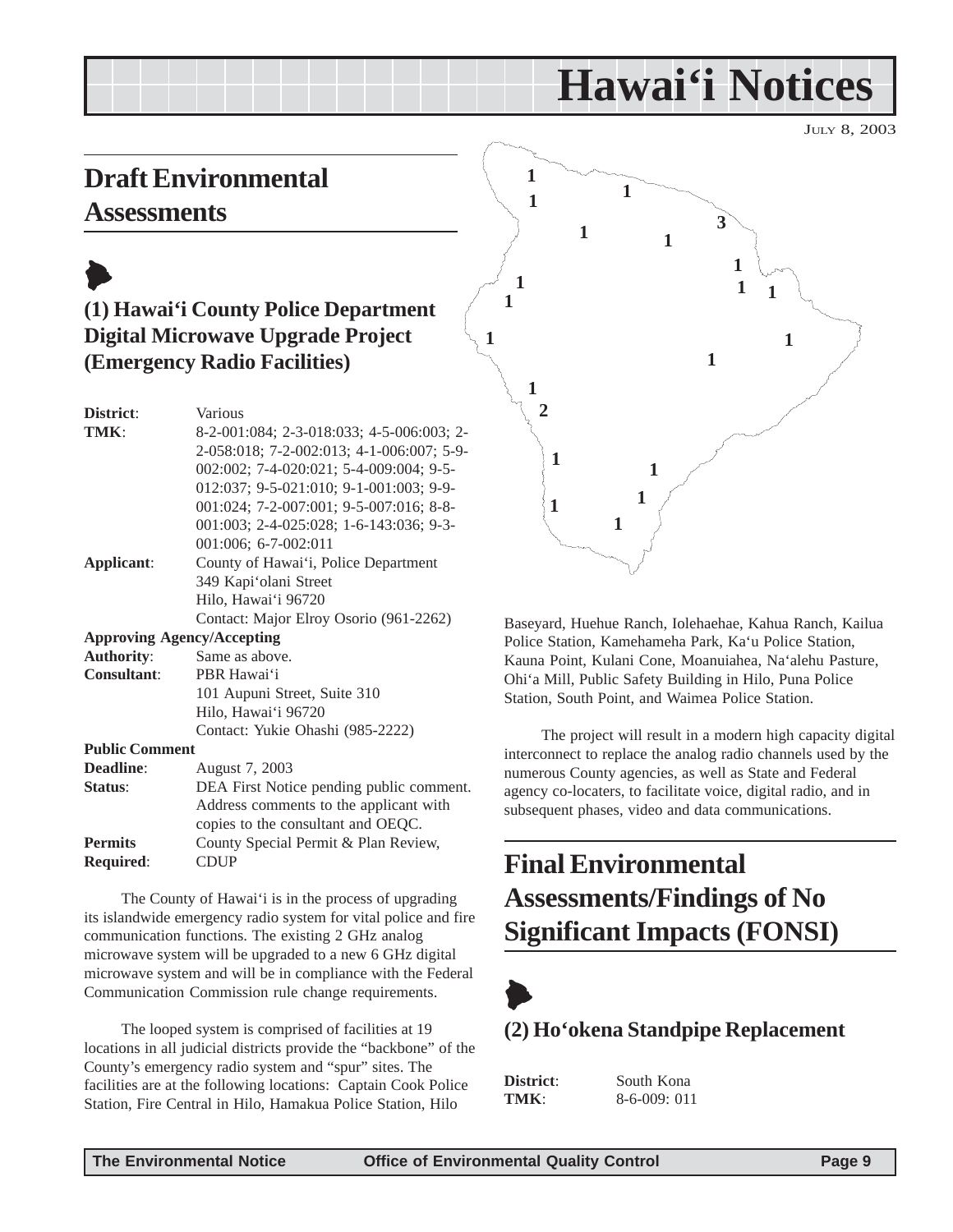# Hawai'i Notices

JULY 8, 2003

## Draft Environmental Assessments

### (1) Hawai'i County Police Department Digital Microwave Upgrade Project (Emergency Radio Facilities)

**District**: Various
**TMK**: 8-2-001:084; 2-3-018:033; 4-5-006:003; 2-2-058:018; 7-2-002:013; 4-1-006:007; 5-9-002:002; 7-4-020:021; 5-4-009:004; 9-5-012:037; 9-5-021:010; 9-1-001:003; 9-9-001:024; 7-2-007:001; 9-5-007:016; 8-8-001:003; 2-4-025:028; 1-6-143:036; 9-3-001:006; 6-7-002:011
**Applicant**: County of Hawai'i, Police Department
349 Kapi'olani Street
Hilo, Hawai'i 96720
Contact: Major Elroy Osorio (961-2262)
**Approving Agency/Accepting Authority**: Same as above.
**Consultant**: PBR Hawai'i
101 Aupuni Street, Suite 310
Hilo, Hawai'i 96720
Contact: Yukie Ohashi (985-2222)
**Public Comment Deadline**: August 7, 2003
**Status**: DEA First Notice pending public comment. Address comments to the applicant with copies to the consultant and OEQC.
**Permits Required**: County Special Permit & Plan Review, CDUP

The County of Hawai'i is in the process of upgrading its islandwide emergency radio system for vital police and fire communication functions. The existing 2 GHz analog microwave system will be upgraded to a new 6 GHz digital microwave system and will be in compliance with the Federal Communication Commission rule change requirements.

The looped system is comprised of facilities at 19 locations in all judicial districts provide the "backbone" of the County's emergency radio system and "spur" sites. The facilities are at the following locations: Captain Cook Police Station, Fire Central in Hilo, Hamakua Police Station, Hilo Baseyard, Huehue Ranch, Iolehaehae, Kahua Ranch, Kailua Police Station, Kamehameha Park, Ka'u Police Station, Kauna Point, Kulani Cone, Moanuiahea, Na'alehu Pasture, Ohi'a Mill, Public Safety Building in Hilo, Puna Police Station, South Point, and Waimea Police Station.

The project will result in a modern high capacity digital interconnect to replace the analog radio channels used by the numerous County agencies, as well as State and Federal agency co-locaters, to facilitate voice, digital radio, and in subsequent phases, video and data communications.

## Final Environmental Assessments/Findings of No Significant Impacts (FONSI)

### (2) Ho'okena Standpipe Replacement

**District**: South Kona
**TMK**: 8-6-009: 011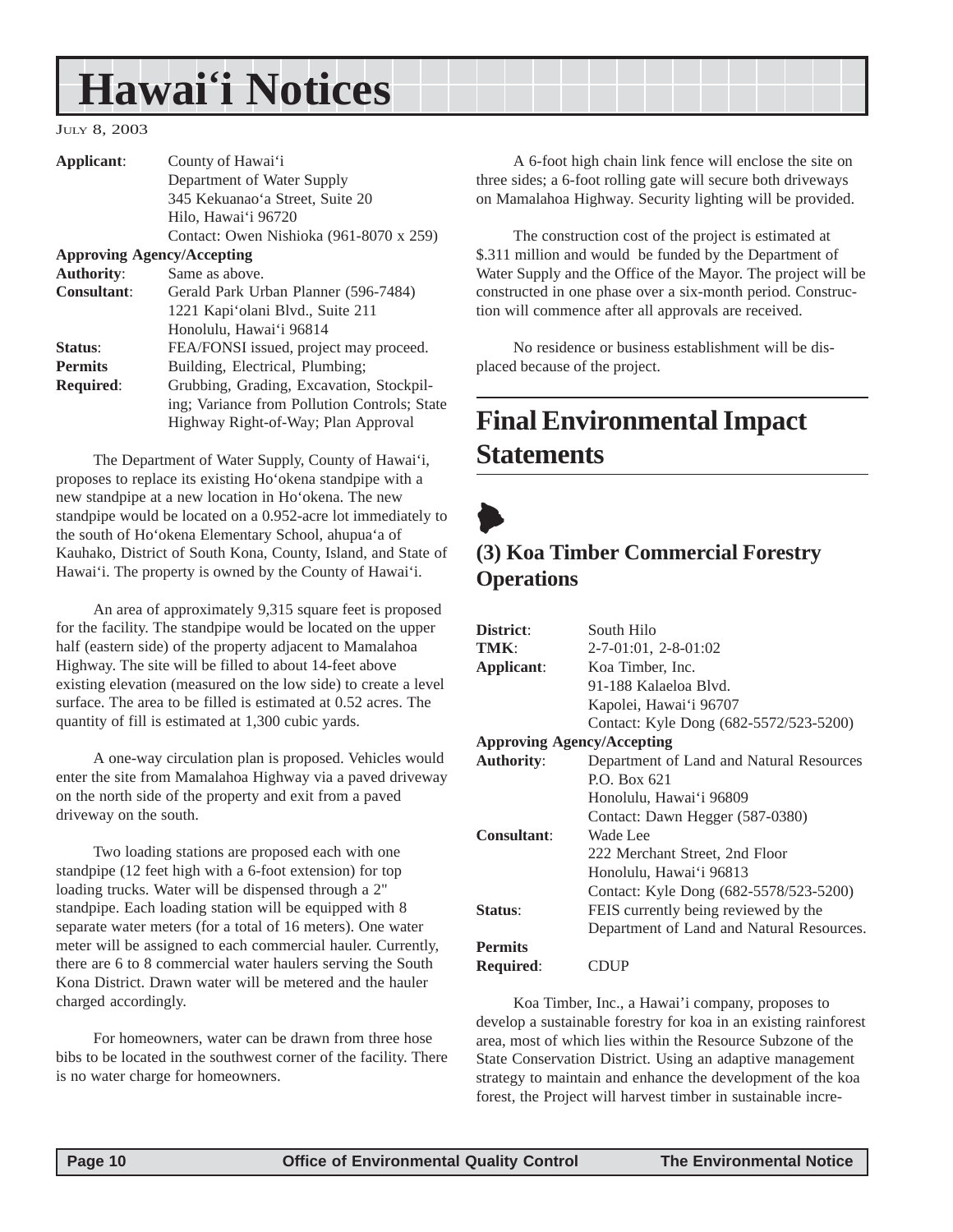| | |
|---|---|
| **Applicant**: | County of Hawai‘i |
| | Department of Water Supply |
| | 345 Kekuanao‘a Street, Suite 20 |
| | Hilo, Hawai‘i 96720 |
| | Contact: Owen Nishioka (961-8070 x 259) |
| **Approving Agency/Accepting** | |
| **Authority**: | Same as above. |
| **Consultant**: | Gerald Park Urban Planner (596-7484) |
| | 1221 Kapi‘olani Blvd., Suite 211 |
| | Honolulu, Hawai‘i 96814 |
| **Status**: | FEA/FONSI issued, project may proceed. |
| **Permits Required**: | Building, Electrical, Plumbing; Grubbing, Grading, Excavation, Stockpiling; Variance from Pollution Controls; State Highway Right-of-Way; Plan Approval |

The Department of Water Supply, County of Hawai‘i, proposes to replace its existing Ho‘okena standpipe with a new standpipe at a new location in Ho‘okena. The new standpipe would be located on a 0.952-acre lot immediately to the south of Ho‘okena Elementary School, ahupua‘a of Kauhako, District of South Kona, County, Island, and State of Hawai‘i. The property is owned by the County of Hawai‘i.

An area of approximately 9,315 square feet is proposed for the facility. The standpipe would be located on the upper half (eastern side) of the property adjacent to Mamalahoa Highway. The site will be filled to about 14-feet above existing elevation (measured on the low side) to create a level surface. The area to be filled is estimated at 0.52 acres. The quantity of fill is estimated at 1,300 cubic yards.

A one-way circulation plan is proposed. Vehicles would enter the site from Mamalahoa Highway via a paved driveway on the north side of the property and exit from a paved driveway on the south.

Two loading stations are proposed each with one standpipe (12 feet high with a 6-foot extension) for top loading trucks. Water will be dispensed through a 2" standpipe. Each loading station will be equipped with 8 separate water meters (for a total of 16 meters). One water meter will be assigned to each commercial hauler. Currently, there are 6 to 8 commercial water haulers serving the South Kona District. Drawn water will be metered and the hauler charged accordingly.

For homeowners, water can be drawn from three hose bibs to be located in the southwest corner of the facility. There is no water charge for homeowners.

A 6-foot high chain link fence will enclose the site on three sides; a 6-foot rolling gate will secure both driveways on Mamalahoa Highway. Security lighting will be provided.

The construction cost of the project is estimated at $.311 million and would be funded by the Department of Water Supply and the Office of the Mayor. The project will be constructed in one phase over a six-month period. Construction will commence after all approvals are received.

No residence or business establishment will be displaced because of the project.

## Final Environmental Impact Statements

### (3) Koa Timber Commercial Forestry Operations

| | |
|---|---|
| **District**: | South Hilo |
| **TMK**: | 2-7-01:01, 2-8-01:02 |
| **Applicant**: | Koa Timber, Inc. |
| | 91-188 Kalaeloa Blvd. |
| | Kapolei, Hawai‘i 96707 |
| | Contact: Kyle Dong (682-5572/523-5200) |
| **Approving Agency/Accepting** | |
| **Authority**: | Department of Land and Natural Resources |
| | P.O. Box 621 |
| | Honolulu, Hawai‘i 96809 |
| | Contact: Dawn Hegger (587-0380) |
| **Consultant**: | Wade Lee |
| | 222 Merchant Street, 2nd Floor |
| | Honolulu, Hawai‘i 96813 |
| | Contact: Kyle Dong (682-5578/523-5200) |
| **Status**: | FEIS currently being reviewed by the Department of Land and Natural Resources. |
| **Permits Required**: | CDUP |

Koa Timber, Inc., a Hawai’i company, proposes to develop a sustainable forestry for koa in an existing rainforest area, most of which lies within the Resource Subzone of the State Conservation District. Using an adaptive management strategy to maintain and enhance the development of the koa forest, the Project will harvest timber in sustainable incre-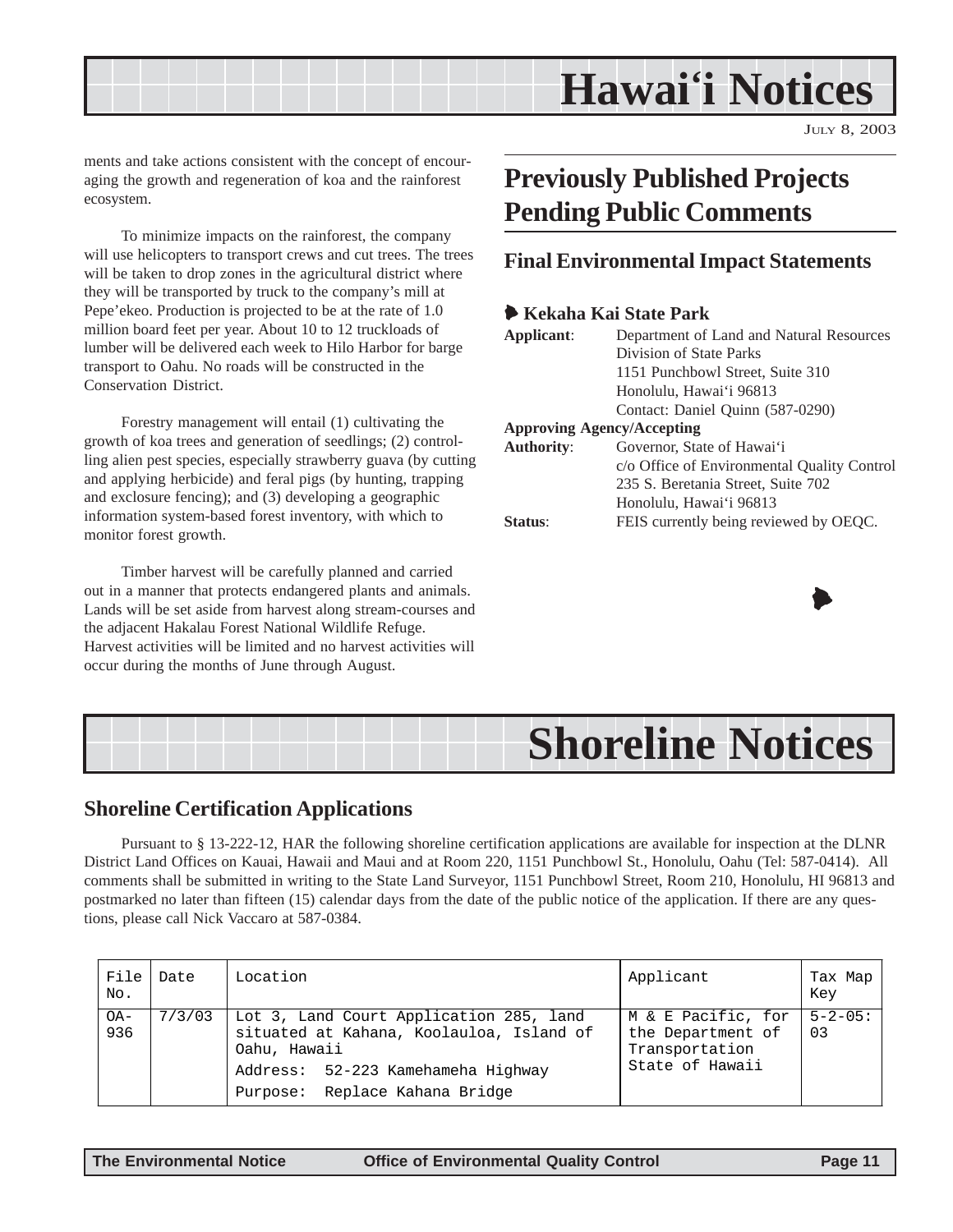# Hawai'i Notices

ments and take actions consistent with the concept of encouraging the growth and regeneration of koa and the rainforest ecosystem.

To minimize impacts on the rainforest, the company will use helicopters to transport crews and cut trees. The trees will be taken to drop zones in the agricultural district where they will be transported by truck to the company's mill at Pepe'ekeo. Production is projected to be at the rate of 1.0 million board feet per year. About 10 to 12 truckloads of lumber will be delivered each week to Hilo Harbor for barge transport to Oahu. No roads will be constructed in the Conservation District.

Forestry management will entail (1) cultivating the growth of koa trees and generation of seedlings; (2) controlling alien pest species, especially strawberry guava (by cutting and applying herbicide) and feral pigs (by hunting, trapping and exclosure fencing); and (3) developing a geographic information system-based forest inventory, with which to monitor forest growth.

Timber harvest will be carefully planned and carried out in a manner that protects endangered plants and animals. Lands will be set aside from harvest along stream-courses and the adjacent Hakalau Forest National Wildlife Refuge. Harvest activities will be limited and no harvest activities will occur during the months of June through August.

## Previously Published Projects Pending Public Comments

### Final Environmental Impact Statements

#### Kekaha Kai State Park

**Applicant**: Department of Land and Natural Resources
Division of State Parks
1151 Punchbowl Street, Suite 310
Honolulu, Hawai'i 96813
Contact: Daniel Quinn (587-0290)

**Approving Agency/Accepting Authority**: Governor, State of Hawai'i
c/o Office of Environmental Quality Control
235 S. Beretania Street, Suite 702
Honolulu, Hawai'i 96813

**Status**: FEIS currently being reviewed by OEQC.

# Shoreline Notices

## Shoreline Certification Applications

Pursuant to § 13-222-12, HAR the following shoreline certification applications are available for inspection at the DLNR District Land Offices on Kauai, Hawaii and Maui and at Room 220, 1151 Punchbowl St., Honolulu, Oahu (Tel: 587-0414). All comments shall be submitted in writing to the State Land Surveyor, 1151 Punchbowl Street, Room 210, Honolulu, HI 96813 and postmarked no later than fifteen (15) calendar days from the date of the public notice of the application. If there are any questions, please call Nick Vaccaro at 587-0384.

| File No. | Date | Location | Applicant | Tax Map Key |
|---|---|---|---|---|
| OA-936 | 7/3/03 | Lot 3, Land Court Application 285, land situated at Kahana, Koolauloa, Island of Oahu, Hawaii<br>Address: 52-223 Kamehameha Highway<br>Purpose: Replace Kahana Bridge | M & E Pacific, for the Department of Transportation State of Hawaii | 5-2-05: 03 |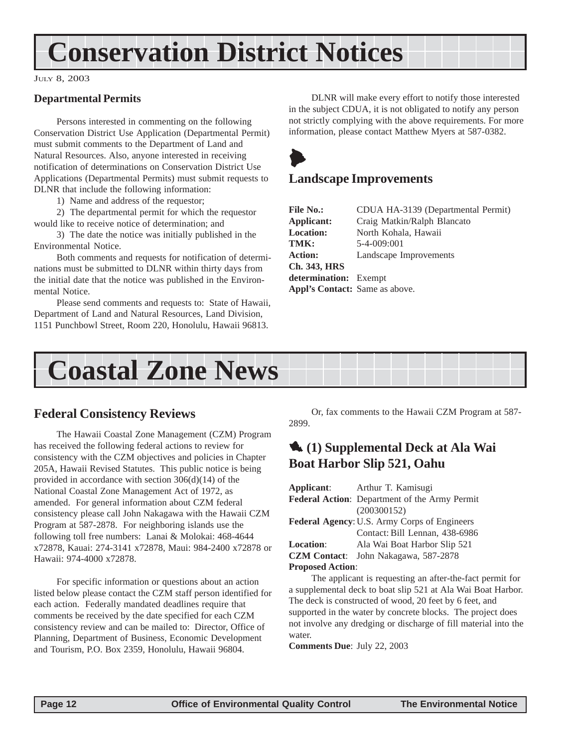# Conservation District Notices

JULY 8, 2003

### Departmental Permits

Persons interested in commenting on the following Conservation District Use Application (Departmental Permit) must submit comments to the Department of Land and Natural Resources. Also, anyone interested in receiving notification of determinations on Conservation District Use Applications (Departmental Permits) must submit requests to DLNR that include the following information:

1) Name and address of the requestor;

2) The departmental permit for which the requestor would like to receive notice of determination; and

3) The date the notice was initially published in the Environmental Notice.

Both comments and requests for notification of determinations must be submitted to DLNR within thirty days from the initial date that the notice was published in the Environmental Notice.

Please send comments and requests to: State of Hawaii, Department of Land and Natural Resources, Land Division, 1151 Punchbowl Street, Room 220, Honolulu, Hawaii 96813.

DLNR will make every effort to notify those interested in the subject CDUA, it is not obligated to notify any person not strictly complying with the above requirements. For more information, please contact Matthew Myers at 587-0382.

### Landscape Improvements

**File No.:** CDUA HA-3139 (Departmental Permit)
**Applicant:** Craig Matkin/Ralph Blancato
**Location:** North Kohala, Hawaii
**TMK:** 5-4-009:001
**Action:** Landscape Improvements
**Ch. 343, HRS determination:** Exempt
**Appl's Contact:** Same as above.

# Coastal Zone News

## Federal Consistency Reviews

The Hawaii Coastal Zone Management (CZM) Program has received the following federal actions to review for consistency with the CZM objectives and policies in Chapter 205A, Hawaii Revised Statutes. This public notice is being provided in accordance with section 306(d)(14) of the National Coastal Zone Management Act of 1972, as amended. For general information about CZM federal consistency please call John Nakagawa with the Hawaii CZM Program at 587-2878. For neighboring islands use the following toll free numbers: Lanai & Molokai: 468-4644 x72878, Kauai: 274-3141 x72878, Maui: 984-2400 x72878 or Hawaii: 974-4000 x72878.

For specific information or questions about an action listed below please contact the CZM staff person identified for each action. Federally mandated deadlines require that comments be received by the date specified for each CZM consistency review and can be mailed to: Director, Office of Planning, Department of Business, Economic Development and Tourism, P.O. Box 2359, Honolulu, Hawaii 96804.

Or, fax comments to the Hawaii CZM Program at 587-2899.

## (1) Supplemental Deck at Ala Wai Boat Harbor Slip 521, Oahu

**Applicant**: Arthur T. Kamisugi
**Federal Action**: Department of the Army Permit (200300152)
**Federal Agency**: U.S. Army Corps of Engineers
Contact: Bill Lennan, 438-6986
**Location**: Ala Wai Boat Harbor Slip 521
**CZM Contact**: John Nakagawa, 587-2878
**Proposed Action**:

The applicant is requesting an after-the-fact permit for a supplemental deck to boat slip 521 at Ala Wai Boat Harbor. The deck is constructed of wood, 20 feet by 6 feet, and supported in the water by concrete blocks. The project does not involve any dredging or discharge of fill material into the water.

**Comments Due**: July 22, 2003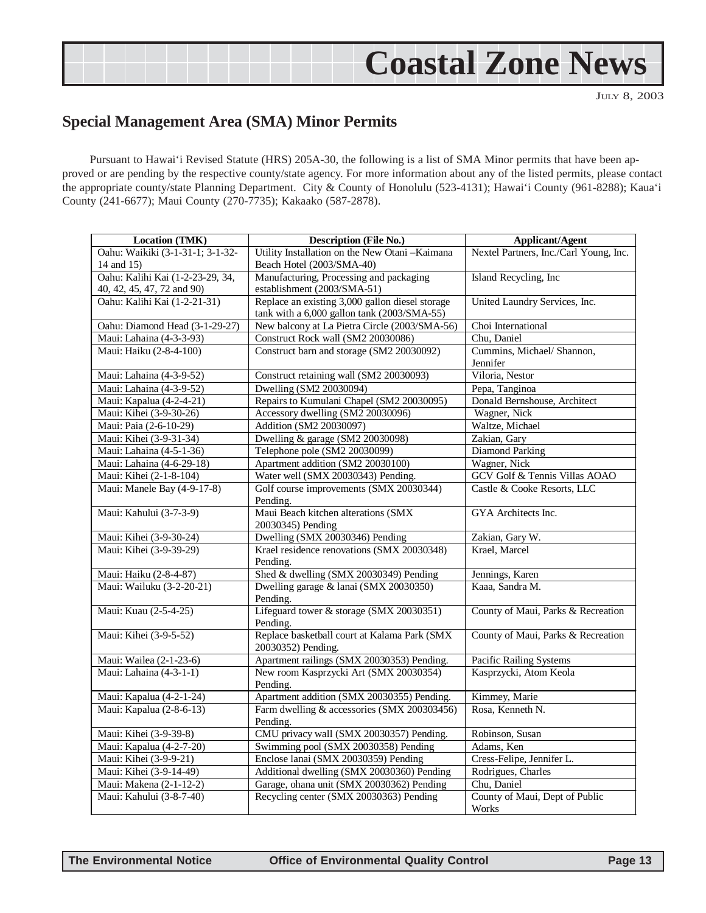## Special Management Area (SMA) Minor Permits

Pursuant to Hawai'i Revised Statute (HRS) 205A-30, the following is a list of SMA Minor permits that have been approved or are pending by the respective county/state agency. For more information about any of the listed permits, please contact the appropriate county/state Planning Department. City & County of Honolulu (523-4131); Hawai'i County (961-8288); Kaua'i County (241-6677); Maui County (270-7735); Kakaako (587-2878).

| Location (TMK) | Description (File No.) | Applicant/Agent |
|---|---|---|
| Oahu: Waikiki (3-1-31-1; 3-1-32-14 and 15) | Utility Installation on the New Otani –Kaimana Beach Hotel (2003/SMA-40) | Nextel Partners, Inc./Carl Young, Inc. |
| Oahu: Kalihi Kai (1-2-23-29, 34, 40, 42, 45, 47, 72 and 90) | Manufacturing, Processing and packaging establishment (2003/SMA-51) | Island Recycling, Inc |
| Oahu: Kalihi Kai (1-2-21-31) | Replace an existing 3,000 gallon diesel storage tank with a 6,000 gallon tank (2003/SMA-55) | United Laundry Services, Inc. |
| Oahu: Diamond Head (3-1-29-27) | New balcony at La Pietra Circle (2003/SMA-56) | Choi International |
| Maui: Lahaina (4-3-3-93) | Construct Rock wall (SM2 20030086) | Chu, Daniel |
| Maui: Haiku (2-8-4-100) | Construct barn and storage (SM2 20030092) | Cummins, Michael/ Shannon, Jennifer |
| Maui: Lahaina (4-3-9-52) | Construct retaining wall (SM2 20030093) | Viloria, Nestor |
| Maui: Lahaina (4-3-9-52) | Dwelling (SM2 20030094) | Pepa, Tanginoa |
| Maui: Kapalua (4-2-4-21) | Repairs to Kumulani Chapel (SM2 20030095) | Donald Bernshouse, Architect |
| Maui: Kihei (3-9-30-26) | Accessory dwelling (SM2 20030096) | Wagner, Nick |
| Maui: Paia (2-6-10-29) | Addition (SM2 20030097) | Waltze, Michael |
| Maui: Kihei (3-9-31-34) | Dwelling & garage (SM2 20030098) | Zakian, Gary |
| Maui: Lahaina (4-5-1-36) | Telephone pole (SM2 20030099) | Diamond Parking |
| Maui: Lahaina (4-6-29-18) | Apartment addition (SM2 20030100) | Wagner, Nick |
| Maui: Kihei (2-1-8-104) | Water well (SMX 20030343) Pending. | GCV Golf & Tennis Villas AOAO |
| Maui: Manele Bay (4-9-17-8) | Golf course improvements (SMX 20030344) Pending. | Castle & Cooke Resorts, LLC |
| Maui: Kahului (3-7-3-9) | Maui Beach kitchen alterations (SMX 20030345) Pending | GYA Architects Inc. |
| Maui: Kihei (3-9-30-24) | Dwelling (SMX 20030346) Pending | Zakian, Gary W. |
| Maui: Kihei (3-9-39-29) | Krael residence renovations (SMX 20030348) Pending. | Krael, Marcel |
| Maui: Haiku (2-8-4-87) | Shed & dwelling (SMX 20030349) Pending | Jennings, Karen |
| Maui: Wailuku (3-2-20-21) | Dwelling garage & lanai (SMX 20030350) Pending. | Kaaa, Sandra M. |
| Maui: Kuau (2-5-4-25) | Lifeguard tower & storage (SMX 20030351) Pending. | County of Maui, Parks & Recreation |
| Maui: Kihei (3-9-5-52) | Replace basketball court at Kalama Park (SMX 20030352) Pending. | County of Maui, Parks & Recreation |
| Maui: Wailea (2-1-23-6) | Apartment railings (SMX 20030353) Pending. | Pacific Railing Systems |
| Maui: Lahaina (4-3-1-1) | New room Kasprzycki Art (SMX 20030354) Pending. | Kasprzycki, Atom Keola |
| Maui: Kapalua (4-2-1-24) | Apartment addition (SMX 20030355) Pending. | Kimmey, Marie |
| Maui: Kapalua (2-8-6-13) | Farm dwelling & accessories (SMX 200303456) Pending. | Rosa, Kenneth N. |
| Maui: Kihei (3-9-39-8) | CMU privacy wall (SMX 20030357) Pending. | Robinson, Susan |
| Maui: Kapalua (4-2-7-20) | Swimming pool (SMX 20030358) Pending | Adams, Ken |
| Maui: Kihei (3-9-9-21) | Enclose lanai (SMX 20030359) Pending | Cress-Felipe, Jennifer L. |
| Maui: Kihei (3-9-14-49) | Additional dwelling (SMX 20030360) Pending | Rodrigues, Charles |
| Maui: Makena (2-1-12-2) | Garage, ohana unit (SMX 20030362) Pending | Chu, Daniel |
| Maui: Kahului (3-8-7-40) | Recycling center (SMX 20030363) Pending | County of Maui, Dept of Public Works |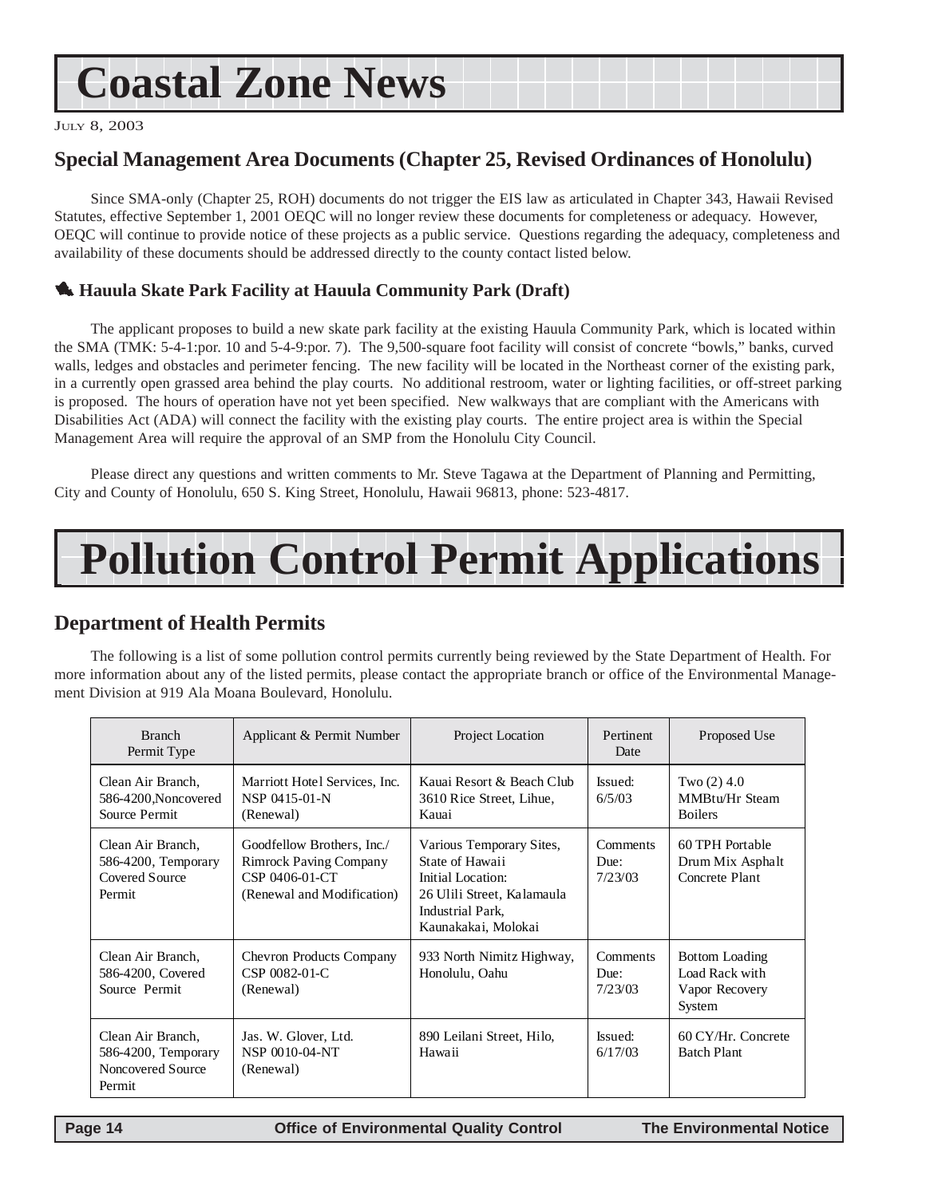# Coastal Zone News

July 8, 2003

## Special Management Area Documents (Chapter 25, Revised Ordinances of Honolulu)

Since SMA-only (Chapter 25, ROH) documents do not trigger the EIS law as articulated in Chapter 343, Hawaii Revised Statutes, effective September 1, 2001 OEQC will no longer review these documents for completeness or adequacy. However, OEQC will continue to provide notice of these projects as a public service. Questions regarding the adequacy, completeness and availability of these documents should be addressed directly to the county contact listed below.

### Hauula Skate Park Facility at Hauula Community Park (Draft)

The applicant proposes to build a new skate park facility at the existing Hauula Community Park, which is located within the SMA (TMK: 5-4-1:por. 10 and 5-4-9:por. 7). The 9,500-square foot facility will consist of concrete "bowls," banks, curved walls, ledges and obstacles and perimeter fencing. The new facility will be located in the Northeast corner of the existing park, in a currently open grassed area behind the play courts. No additional restroom, water or lighting facilities, or off-street parking is proposed. The hours of operation have not yet been specified. New walkways that are compliant with the Americans with Disabilities Act (ADA) will connect the facility with the existing play courts. The entire project area is within the Special Management Area will require the approval of an SMP from the Honolulu City Council.

Please direct any questions and written comments to Mr. Steve Tagawa at the Department of Planning and Permitting, City and County of Honolulu, 650 S. King Street, Honolulu, Hawaii 96813, phone: 523-4817.

# Pollution Control Permit Applications

## Department of Health Permits

The following is a list of some pollution control permits currently being reviewed by the State Department of Health. For more information about any of the listed permits, please contact the appropriate branch or office of the Environmental Management Division at 919 Ala Moana Boulevard, Honolulu.

| Branch Permit Type | Applicant & Permit Number | Project Location | Pertinent Date | Proposed Use |
|---|---|---|---|---|
| Clean Air Branch, 586-4200,Noncovered Source Permit | Marriott Hotel Services, Inc. NSP 0415-01-N (Renewal) | Kauai Resort & Beach Club 3610 Rice Street, Lihue, Kauai | Issued: 6/5/03 | Two (2) 4.0 MMBtu/Hr Steam Boilers |
| Clean Air Branch, 586-4200, Temporary Covered Source Permit | Goodfellow Brothers, Inc./ Rimrock Paving Company CSP 0406-01-CT (Renewal and Modification) | Various Temporary Sites, State of Hawaii Initial Location: 26 Ulili Street, Kalamaula Industrial Park, Kaunakakai, Molokai | Comments Due: 7/23/03 | 60 TPH Portable Drum Mix Asphalt Concrete Plant |
| Clean Air Branch, 586-4200, Covered Source Permit | Chevron Products Company CSP 0082-01-C (Renewal) | 933 North Nimitz Highway, Honolulu, Oahu | Comments Due: 7/23/03 | Bottom Loading Load Rack with Vapor Recovery System |
| Clean Air Branch, 586-4200, Temporary Noncovered Source Permit | Jas. W. Glover, Ltd. NSP 0010-04-NT (Renewal) | 890 Leilani Street, Hilo, Hawaii | Issued: 6/17/03 | 60 CY/Hr. Concrete Batch Plant |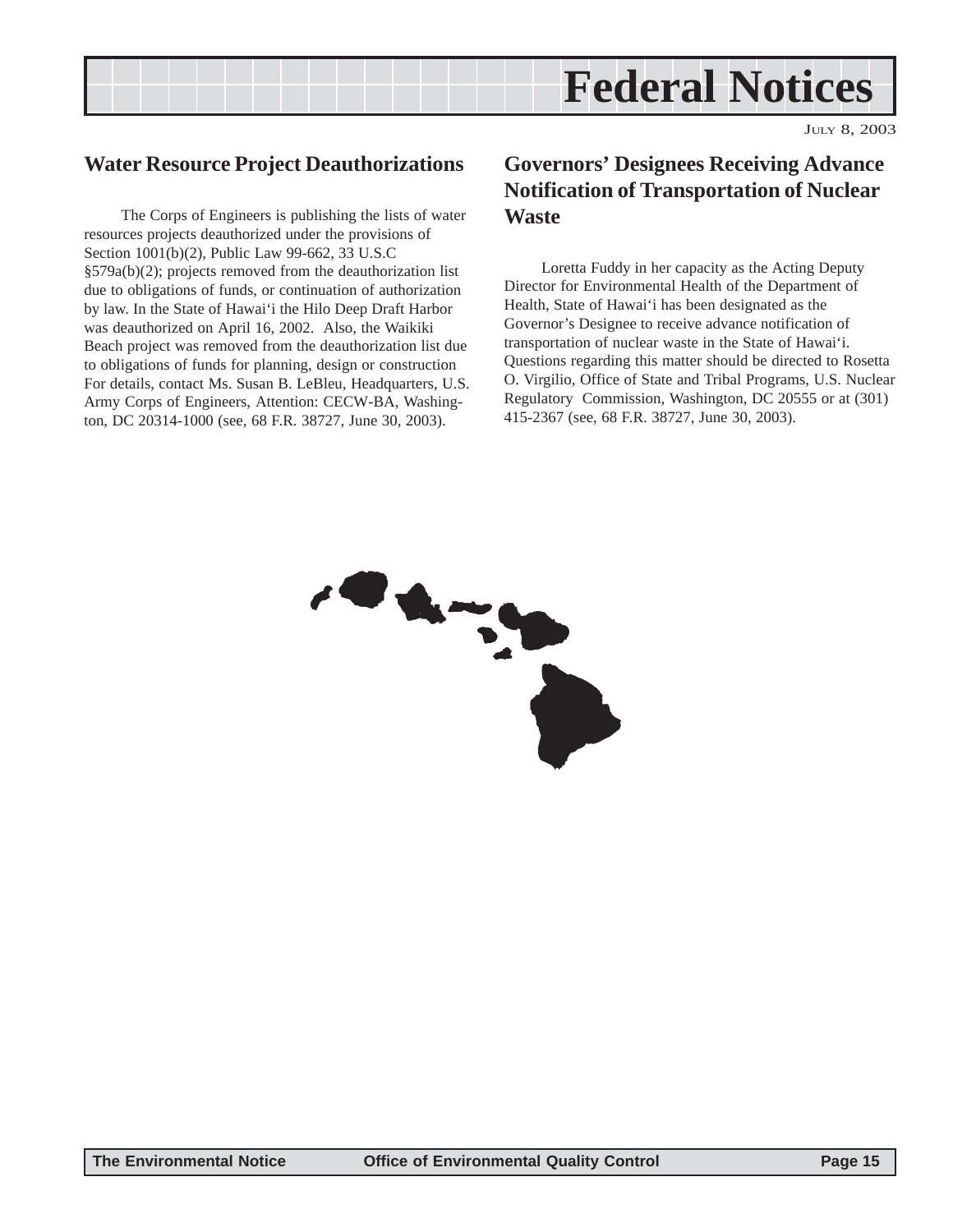# Federal Notices

JULY 8, 2003

## Water Resource Project Deauthorizations

The Corps of Engineers is publishing the lists of water resources projects deauthorized under the provisions of Section 1001(b)(2), Public Law 99-662, 33 U.S.C §579a(b)(2); projects removed from the deauthorization list due to obligations of funds, or continuation of authorization by law. In the State of Hawai'i the Hilo Deep Draft Harbor was deauthorized on April 16, 2002. Also, the Waikiki Beach project was removed from the deauthorization list due to obligations of funds for planning, design or construction For details, contact Ms. Susan B. LeBleu, Headquarters, U.S. Army Corps of Engineers, Attention: CECW-BA, Washington, DC 20314-1000 (see, 68 F.R. 38727, June 30, 2003).

## Governors' Designees Receiving Advance Notification of Transportation of Nuclear Waste

Loretta Fuddy in her capacity as the Acting Deputy Director for Environmental Health of the Department of Health, State of Hawai'i has been designated as the Governor's Designee to receive advance notification of transportation of nuclear waste in the State of Hawai'i. Questions regarding this matter should be directed to Rosetta O. Virgilio, Office of State and Tribal Programs, U.S. Nuclear Regulatory Commission, Washington, DC 20555 or at (301) 415-2367 (see, 68 F.R. 38727, June 30, 2003).